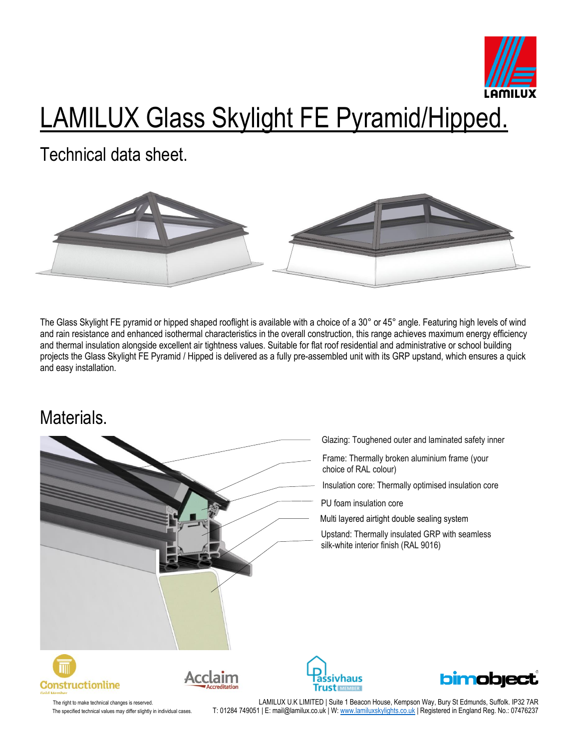# LAMILUX Glass Skylight FE Pyramid/Hipped.

## Technical data sheet.

The Glass Skylight FE pyramid or hipped shaped rooflight is available with a choice of a 30° or 45° angle. Featuring high levels of wind and rain resistance and enhanced isothermal characteristics in the overall construction, this range achieves maximum energy efficiency and thermal insulation alongside excellent air tightness values. Suitable for flat roof residential and administrative or school building projects the Glass Skylight FE Pyramid / Hipped is delivered as a fully pre-assembled unit with its GRP upstand, which ensures a quick and easy installation.

## Materials.

- Glazing: Toughened outer and laminated safety inner
- Frame: Thermally broken aluminium frame (your choice of RAL colour)
- Insulation core: Thermally optimised insulation core
- PU foam insulation core
- Multi layered airtight double sealing system
- Upstand: Thermally insulated GRP with seamless silk-white interior finish (RAL 9016)

The right to make technical changes is reserved.
The specified technical values may differ slightly in individual cases.

LAMILUX U.K LIMITED | Suite 1 Beacon House, Kempson Way, Bury St Edmunds, Suffolk. IP32 7AR
T: 01284 749051 | E: mail@lamilux.co.uk | W: www.lamiluxskylights.co.uk | Registered in England Reg. No.: 07476237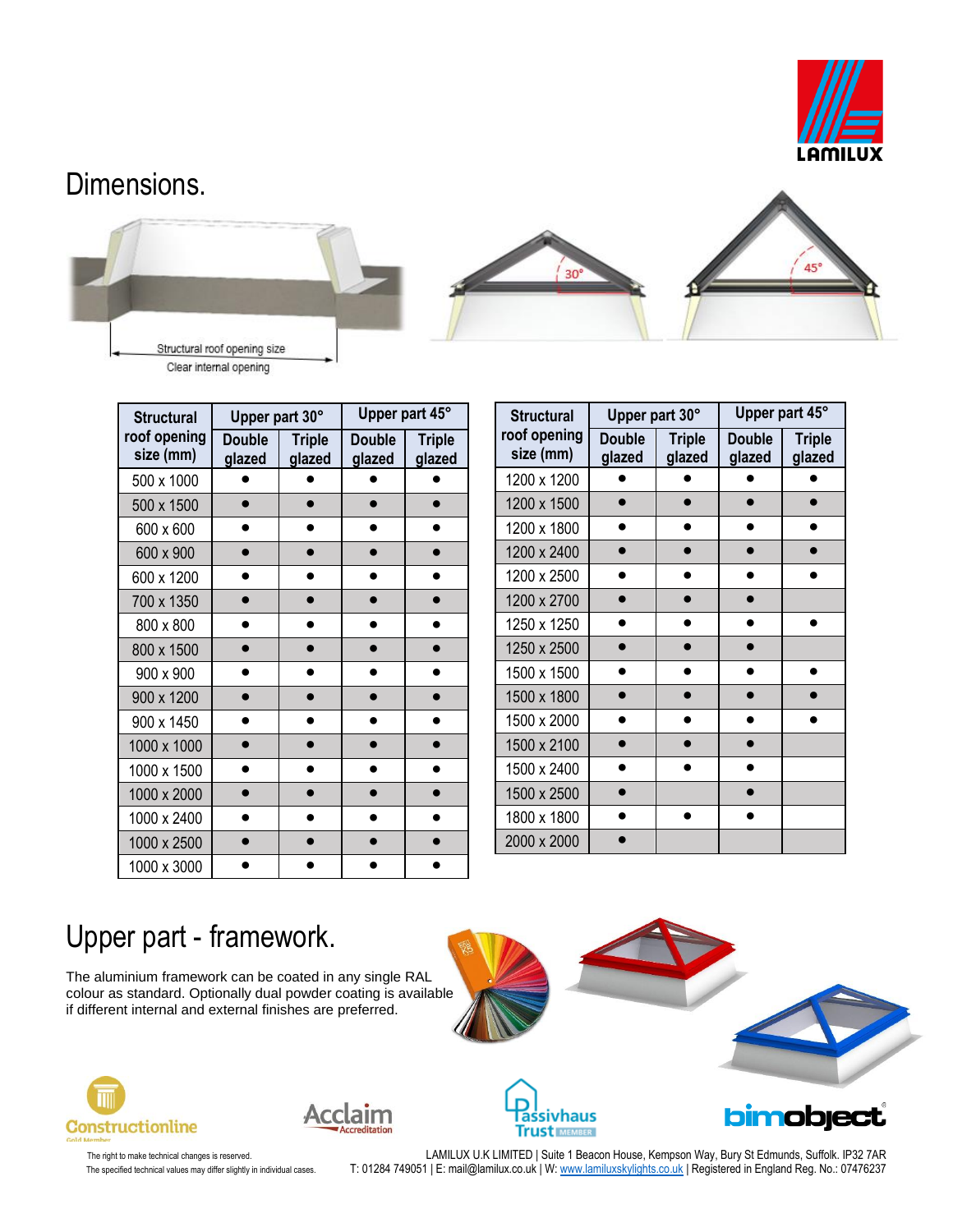## Dimensions.

| Structural roof opening size (mm) | Upper part 30° | | Upper part 45° | |
|---|---|---|---|---|
| | Double glazed | Triple glazed | Double glazed | Triple glazed |
| 500 x 1000 | ● | ● | ● | ● |
| 500 x 1500 | ● | ● | ● | ● |
| 600 x 600 | ● | ● | ● | ● |
| 600 x 900 | ● | ● | ● | ● |
| 600 x 1200 | ● | ● | ● | ● |
| 700 x 1350 | ● | ● | ● | ● |
| 800 x 800 | ● | ● | ● | ● |
| 800 x 1500 | ● | ● | ● | ● |
| 900 x 900 | ● | ● | ● | ● |
| 900 x 1200 | ● | ● | ● | ● |
| 900 x 1450 | ● | ● | ● | ● |
| 1000 x 1000 | ● | ● | ● | ● |
| 1000 x 1500 | ● | ● | ● | ● |
| 1000 x 2000 | ● | ● | ● | ● |
| 1000 x 2400 | ● | ● | ● | ● |
| 1000 x 2500 | ● | ● | ● | ● |
| 1000 x 3000 | ● | ● | ● | ● |

| Structural roof opening size (mm) | Upper part 30° | | Upper part 45° | |
|---|---|---|---|---|
| | Double glazed | Triple glazed | Double glazed | Triple glazed |
| 1200 x 1200 | ● | ● | ● | ● |
| 1200 x 1500 | ● | ● | ● | ● |
| 1200 x 1800 | ● | ● | ● | ● |
| 1200 x 2400 | ● | ● | ● | ● |
| 1200 x 2500 | ● | ● | ● | ● |
| 1200 x 2700 | ● | ● | ● | |
| 1250 x 1250 | ● | ● | ● | ● |
| 1250 x 2500 | ● | ● | ● | |
| 1500 x 1500 | ● | ● | ● | ● |
| 1500 x 1800 | ● | ● | ● | ● |
| 1500 x 2000 | ● | ● | ● | ● |
| 1500 x 2100 | ● | ● | ● | |
| 1500 x 2400 | ● | ● | ● | |
| 1500 x 2500 | ● | | ● | |
| 1800 x 1800 | ● | ● | ● | |
| 2000 x 2000 | ● | | | |

## Upper part - framework.

The aluminium framework can be coated in any single RAL colour as standard. Optionally dual powder coating is available if different internal and external finishes are preferred.

The right to make technical changes is reserved.
The specified technical values may differ slightly in individual cases.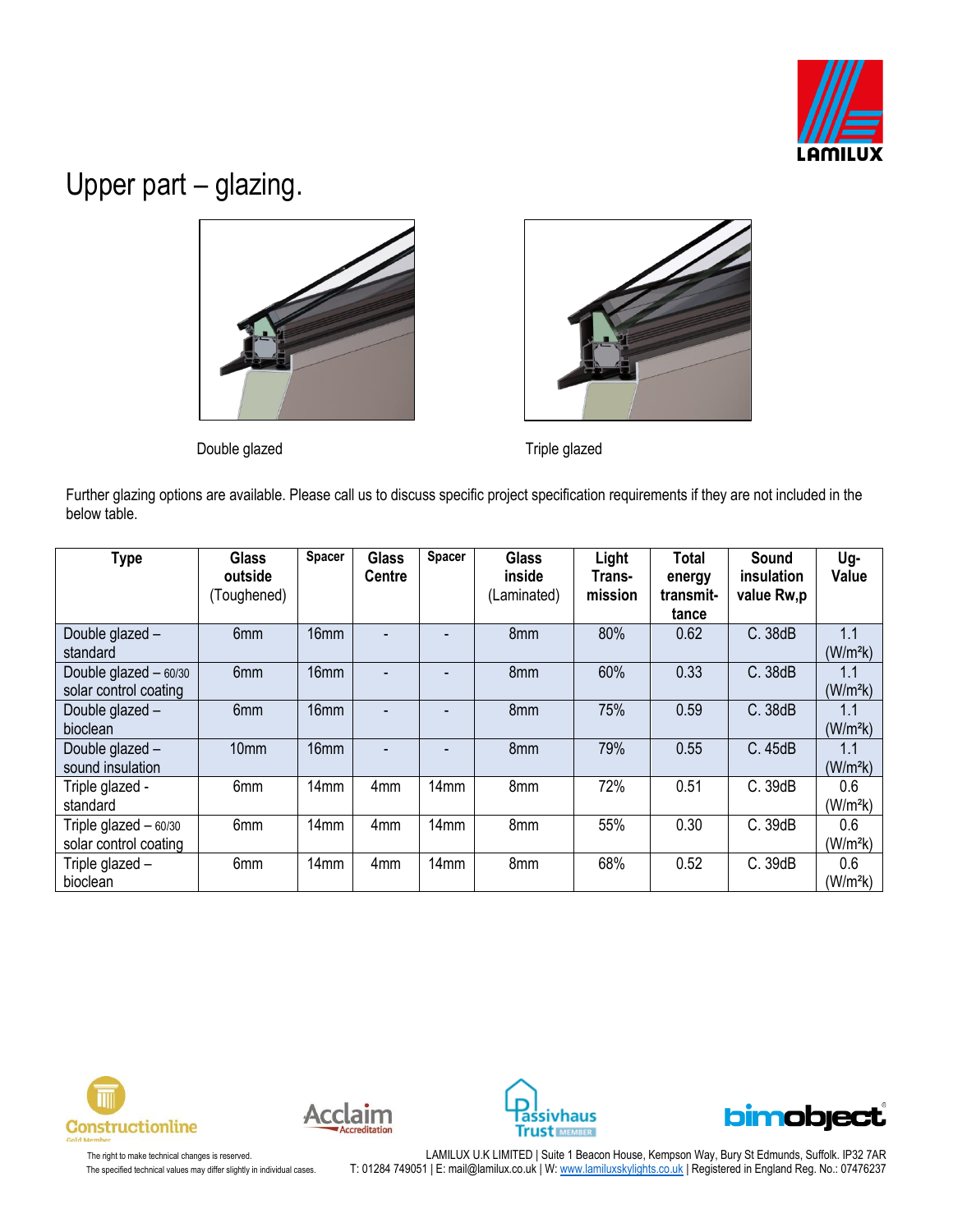# Upper part – glazing.

Double glazed

Triple glazed

Further glazing options are available. Please call us to discuss specific project specification requirements if they are not included in the below table.

| Type | Glass outside (Toughened) | Spacer | Glass Centre | Spacer | Glass inside (Laminated) | Light Trans-mission | Total energy transmit-tance | Sound insulation value Rw,p | Ug-Value |
|---|---|---|---|---|---|---|---|---|---|
| Double glazed – standard | 6mm | 16mm | - | - | 8mm | 80% | 0.62 | C. 38dB | 1.1 (W/m²k) |
| Double glazed – 60/30 solar control coating | 6mm | 16mm | - | - | 8mm | 60% | 0.33 | C. 38dB | 1.1 (W/m²k) |
| Double glazed – bioclean | 6mm | 16mm | - | - | 8mm | 75% | 0.59 | C. 38dB | 1.1 (W/m²k) |
| Double glazed – sound insulation | 10mm | 16mm | - | - | 8mm | 79% | 0.55 | C. 45dB | 1.1 (W/m²k) |
| Triple glazed - standard | 6mm | 14mm | 4mm | 14mm | 8mm | 72% | 0.51 | C. 39dB | 0.6 (W/m²k) |
| Triple glazed – 60/30 solar control coating | 6mm | 14mm | 4mm | 14mm | 8mm | 55% | 0.30 | C. 39dB | 0.6 (W/m²k) |
| Triple glazed – bioclean | 6mm | 14mm | 4mm | 14mm | 8mm | 68% | 0.52 | C. 39dB | 0.6 (W/m²k) |

The right to make technical changes is reserved.
The specified technical values may differ slightly in individual cases.

LAMILUX U.K LIMITED | Suite 1 Beacon House, Kempson Way, Bury St Edmunds, Suffolk. IP32 7AR
T: 01284 749051 | E: mail@lamilux.co.uk | W: www.lamiluxskylights.co.uk | Registered in England Reg. No.: 07476237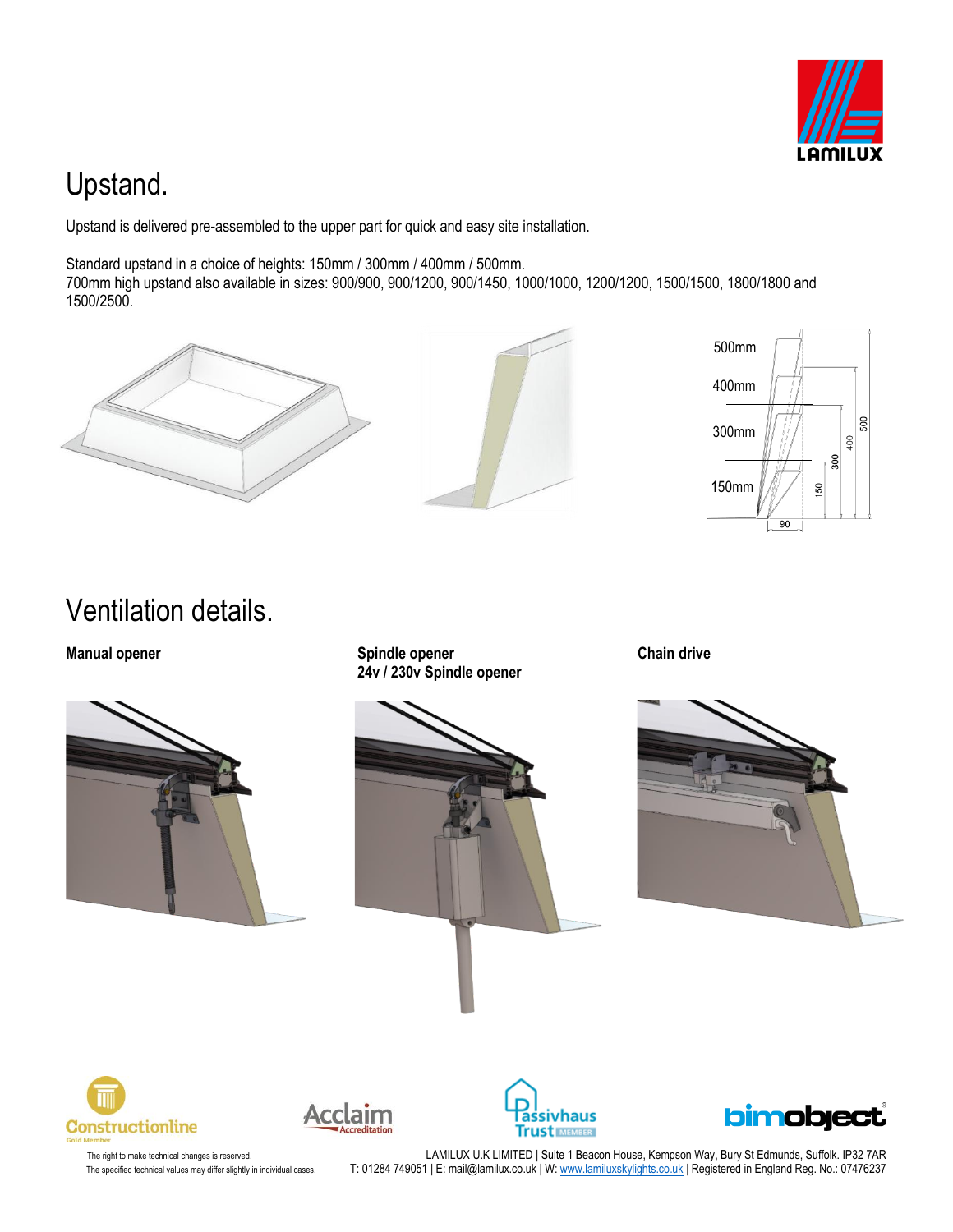# Upstand.

Upstand is delivered pre-assembled to the upper part for quick and easy site installation.

Standard upstand in a choice of heights: 150mm / 300mm / 400mm / 500mm.
700mm high upstand also available in sizes: 900/900, 900/1200, 900/1450, 1000/1000, 1200/1200, 1500/1500, 1800/1800 and 1500/2500.

# Ventilation details.

**Manual opener**

**Spindle opener**
**24v / 230v Spindle opener**

**Chain drive**

The right to make technical changes is reserved.
The specified technical values may differ slightly in individual cases.

LAMILUX U.K LIMITED | Suite 1 Beacon House, Kempson Way, Bury St Edmunds, Suffolk. IP32 7AR
T: 01284 749051 | E: mail@lamilux.co.uk | W: www.lamiluxskylights.co.uk | Registered in England Reg. No.: 07476237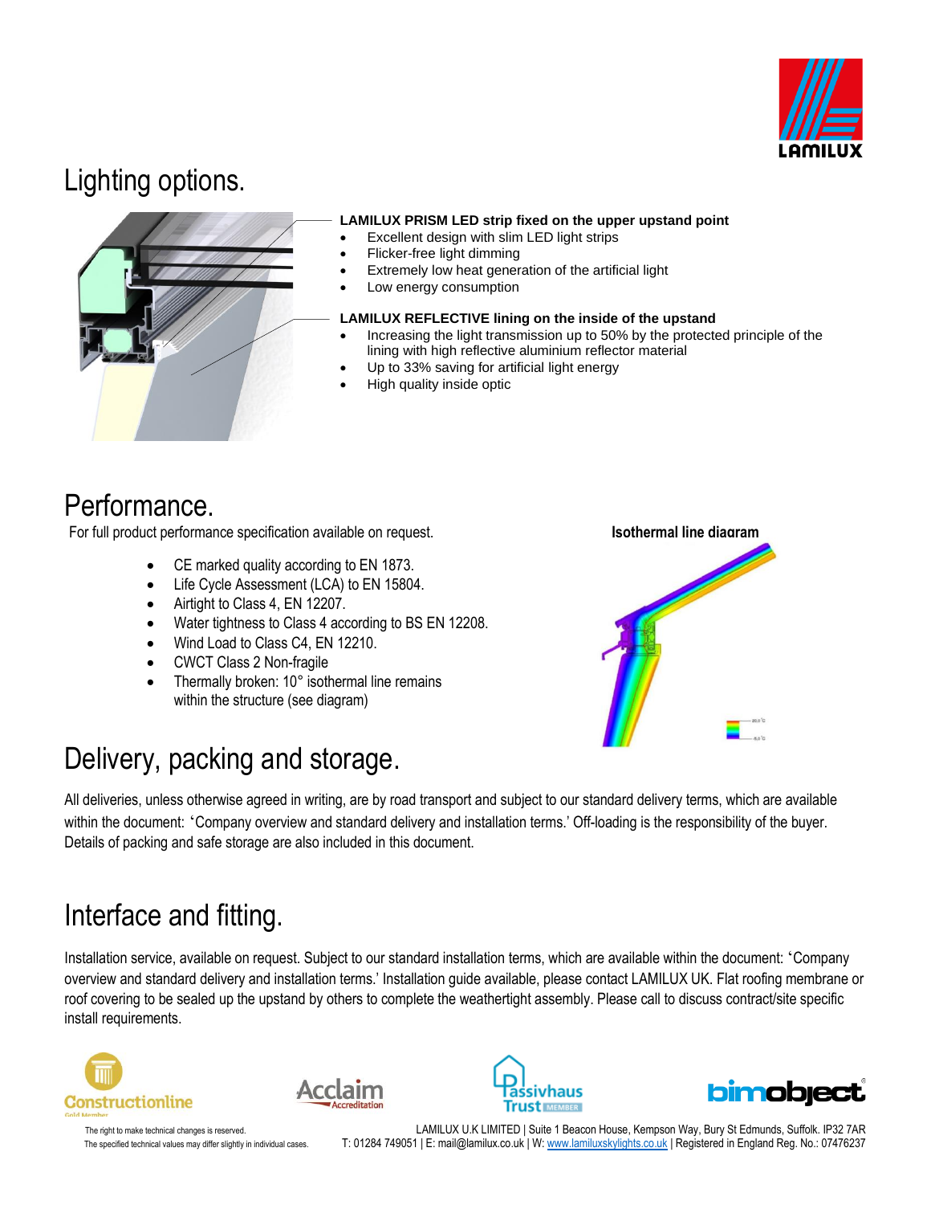# Lighting options.

**LAMILUX PRISM LED strip fixed on the upper upstand point**

- Excellent design with slim LED light strips
- Flicker-free light dimming
- Extremely low heat generation of the artificial light
- Low energy consumption

**LAMILUX REFLECTIVE lining on the inside of the upstand**

- Increasing the light transmission up to 50% by the protected principle of the lining with high reflective aluminium reflector material
- Up to 33% saving for artificial light energy
- High quality inside optic

# Performance.

For full product performance specification available on request.

- CE marked quality according to EN 1873.
- Life Cycle Assessment (LCA) to EN 15804.
- Airtight to Class 4, EN 12207.
- Water tightness to Class 4 according to BS EN 12208.
- Wind Load to Class C4, EN 12210.
- CWCT Class 2 Non-fragile
- Thermally broken: 10° isothermal line remains within the structure (see diagram)

**Isothermal line diagram**

# Delivery, packing and storage.

All deliveries, unless otherwise agreed in writing, are by road transport and subject to our standard delivery terms, which are available within the document: 'Company overview and standard delivery and installation terms.' Off-loading is the responsibility of the buyer. Details of packing and safe storage are also included in this document.

# Interface and fitting.

Installation service, available on request. Subject to our standard installation terms, which are available within the document: 'Company overview and standard delivery and installation terms.' Installation guide available, please contact LAMILUX UK. Flat roofing membrane or roof covering to be sealed up the upstand by others to complete the weathertight assembly. Please call to discuss contract/site specific install requirements.

The right to make technical changes is reserved.
The specified technical values may differ slightly in individual cases.

LAMILUX U.K LIMITED | Suite 1 Beacon House, Kempson Way, Bury St Edmunds, Suffolk. IP32 7AR
T: 01284 749051 | E: mail@lamilux.co.uk | W: www.lamiluxskylights.co.uk | Registered in England Reg. No.: 07476237